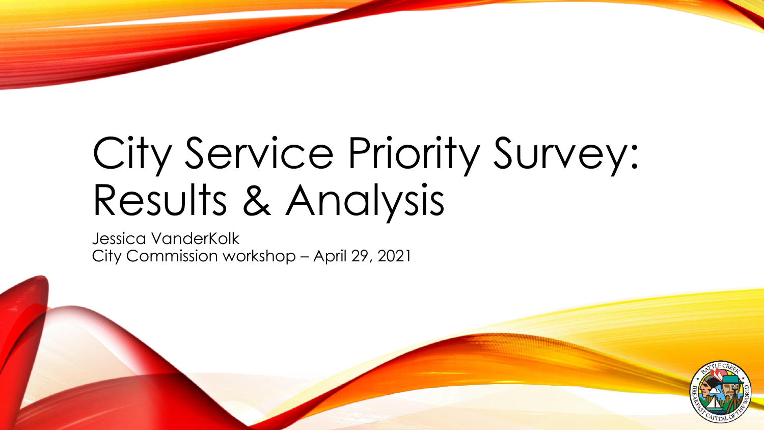# City Service Priority Survey: Results & Analysis

Jessica VanderKolk
City Commission workshop – April 29, 2021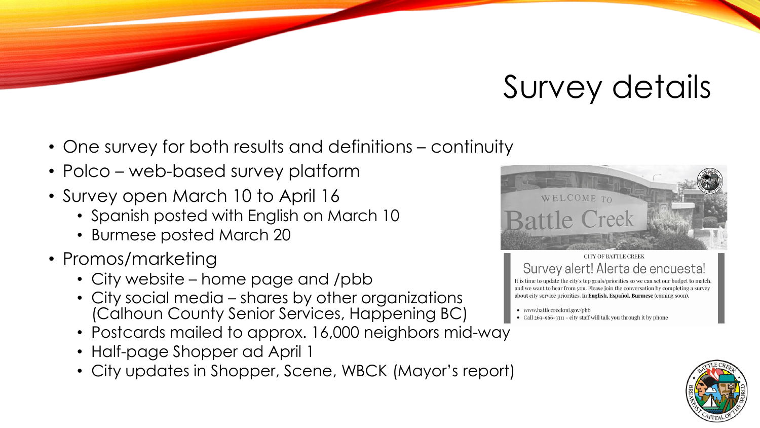# Survey details

- One survey for both results and definitions – continuity
- Polco – web-based survey platform
- Survey open March 10 to April 16
  - Spanish posted with English on March 10
  - Burmese posted March 20
- Promos/marketing
  - City website – home page and /pbb
  - City social media – shares by other organizations (Calhoun County Senior Services, Happening BC)
  - Postcards mailed to approx. 16,000 neighbors mid-way
  - Half-page Shopper ad April 1
  - City updates in Shopper, Scene, WBCK (Mayor's report)

WELCOME TO Battle Creek

CITY OF BATTLE CREEK

Survey alert! Alerta de encuesta!

It is time to update the city's top goals/priorities so we can set our budget to match, and we want to hear from you. Please join the conversation by completing a survey about city service priorities. In **English, Español, Burmese** (coming soon).

- www.battlecreekmi.gov/pbb
- Call 269-966-3311 – city staff will talk you through it by phone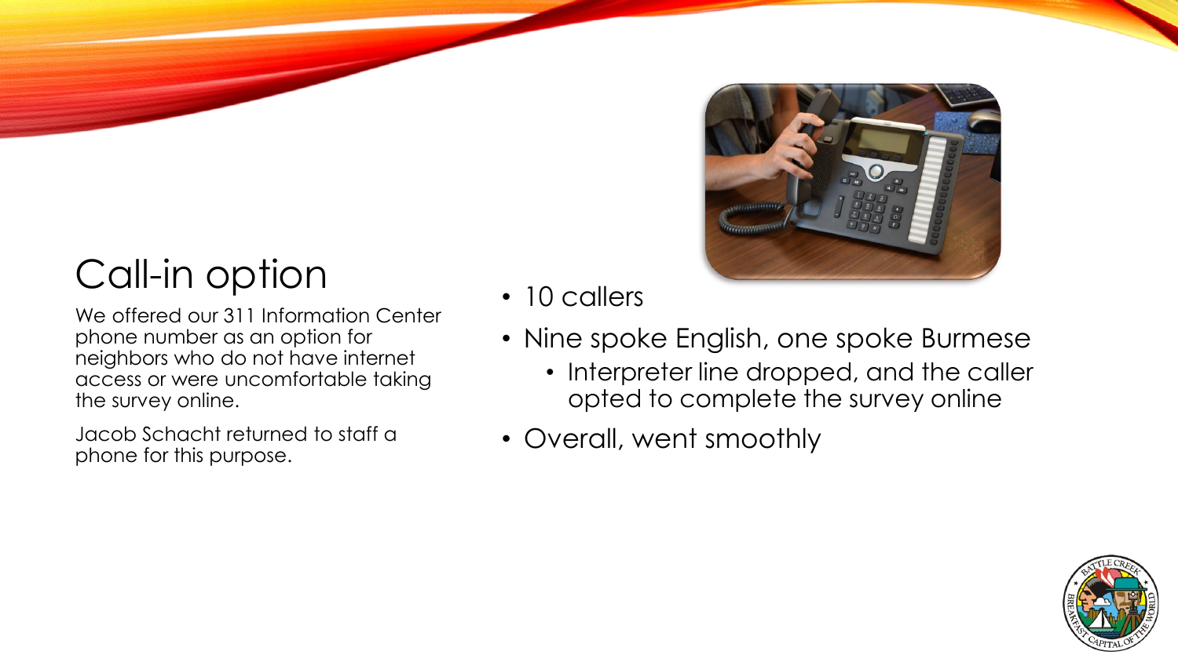# Call-in option

We offered our 311 Information Center phone number as an option for neighbors who do not have internet access or were uncomfortable taking the survey online.

Jacob Schacht returned to staff a phone for this purpose.

- 10 callers
- Nine spoke English, one spoke Burmese
  - Interpreter line dropped, and the caller opted to complete the survey online
- Overall, went smoothly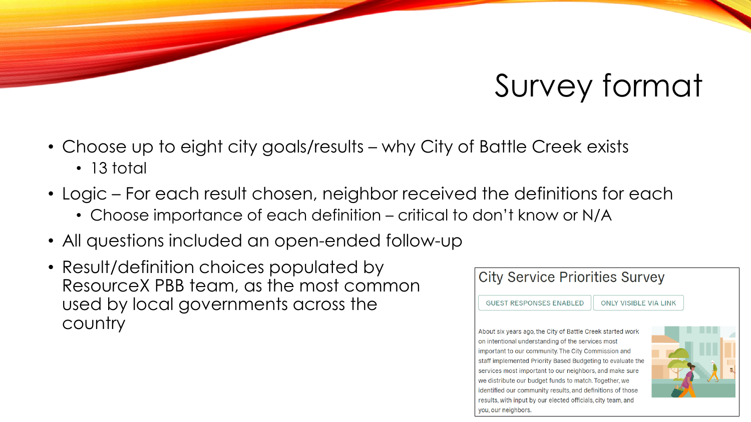# Survey format

- Choose up to eight city goals/results – why City of Battle Creek exists
  - 13 total
- Logic – For each result chosen, neighbor received the definitions for each
  - Choose importance of each definition – critical to don't know or N/A
- All questions included an open-ended follow-up
- Result/definition choices populated by ResourceX PBB team, as the most common used by local governments across the country

City Service Priorities Survey

GUEST RESPONSES ENABLED | ONLY VISIBLE VIA LINK

About six years ago, the City of Battle Creek started work on intentional understanding of the services most important to our community. The City Commission and staff implemented Priority Based Budgeting to evaluate the services most important to our neighbors, and make sure we distribute our budget funds to match. Together, we identified our community results, and definitions of those results, with input by our elected officials, city team, and you, our neighbors.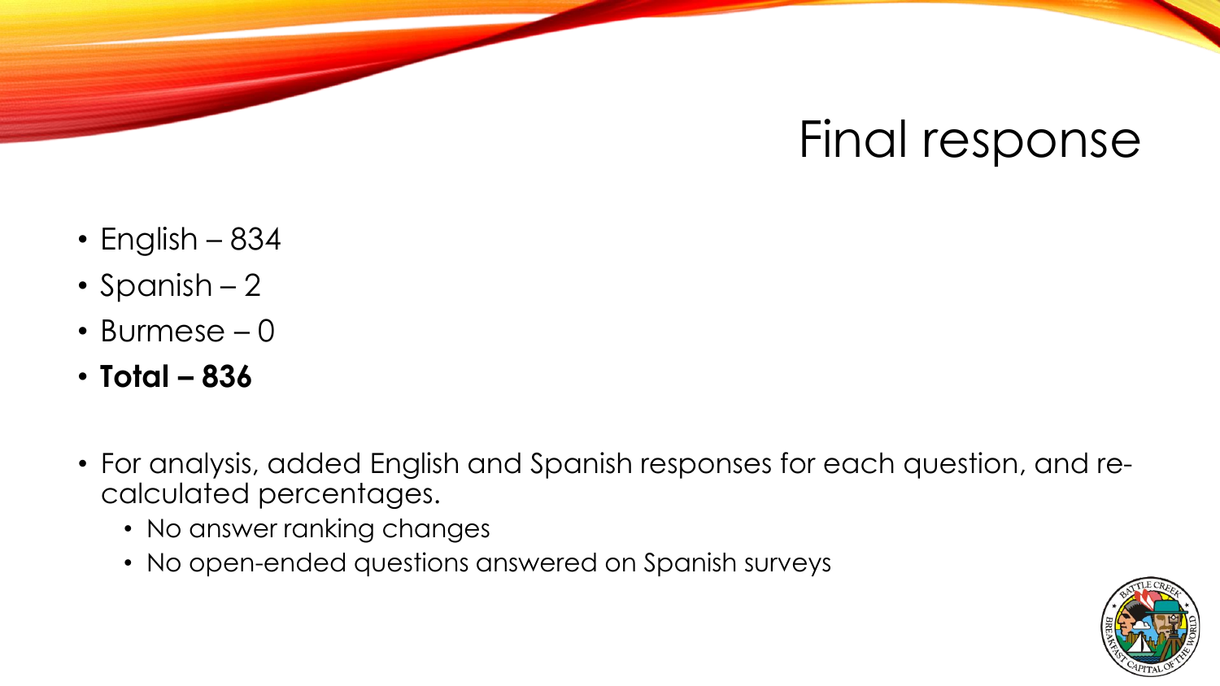# Final response

- English – 834
- Spanish – 2
- Burmese – 0
- **Total – 836**

- For analysis, added English and Spanish responses for each question, and re-calculated percentages.
  - No answer ranking changes
  - No open-ended questions answered on Spanish surveys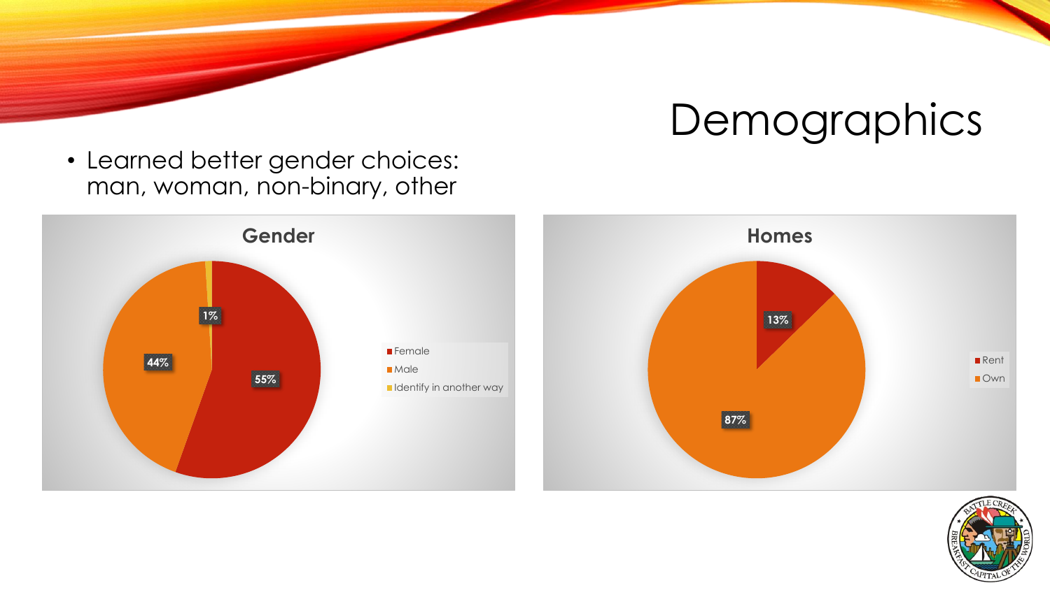# Demographics

- Learned better gender choices: man, woman, non-binary, other

**Gender**

| Category | Percentage |
| --- | --- |
| Female | 55% |
| Male | 44% |
| Identify in another way | 1% |

**Homes**

| Category | Percentage |
| --- | --- |
| Rent | 13% |
| Own | 87% |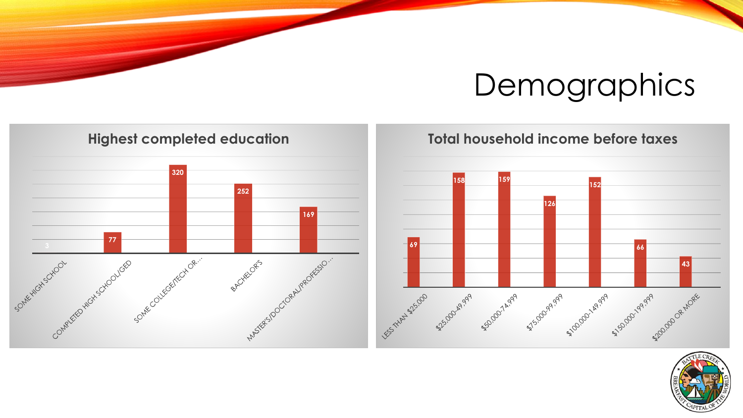# Demographics

## Highest completed education

| Education | Count |
|---|---|
| SOME HIGH SCHOOL | 3 |
| COMPLETED HIGH SCHOOL/GED | 77 |
| SOME COLLEGE/TECH OR... | 320 |
| BACHELOR'S | 252 |
| MASTER'S/DOCTORAL/PROFESSIO... | 169 |

## Total household income before taxes

| Income | Count |
|---|---|
| LESS THAN $25,000 | 69 |
| $25,000-49,999 | 158 |
| $50,000-74,999 | 159 |
| $75,000-99,999 | 126 |
| $100,000-149,999 | 152 |
| $150,000-199,999 | 66 |
| $200,000 OR MORE | 43 |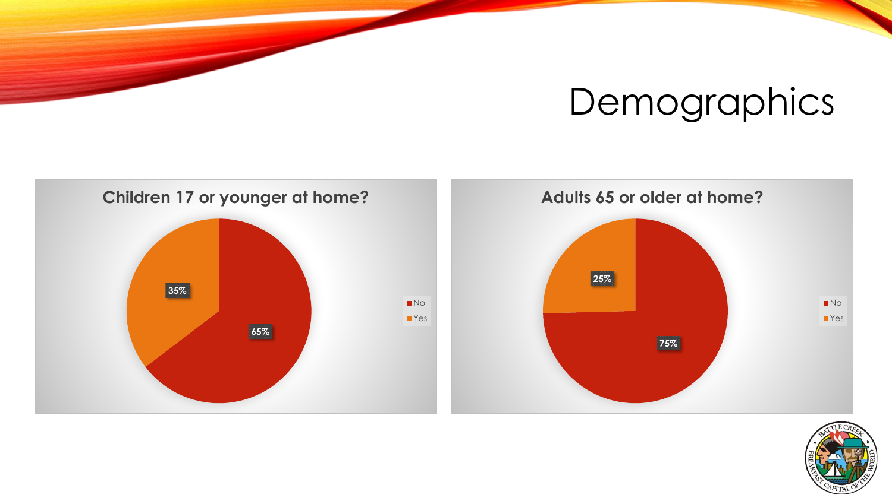# Demographics

**Children 17 or younger at home?**

| Response | Percent |
|---|---|
| No | 65% |
| Yes | 35% |

**Adults 65 or older at home?**

| Response | Percent |
|---|---|
| No | 75% |
| Yes | 25% |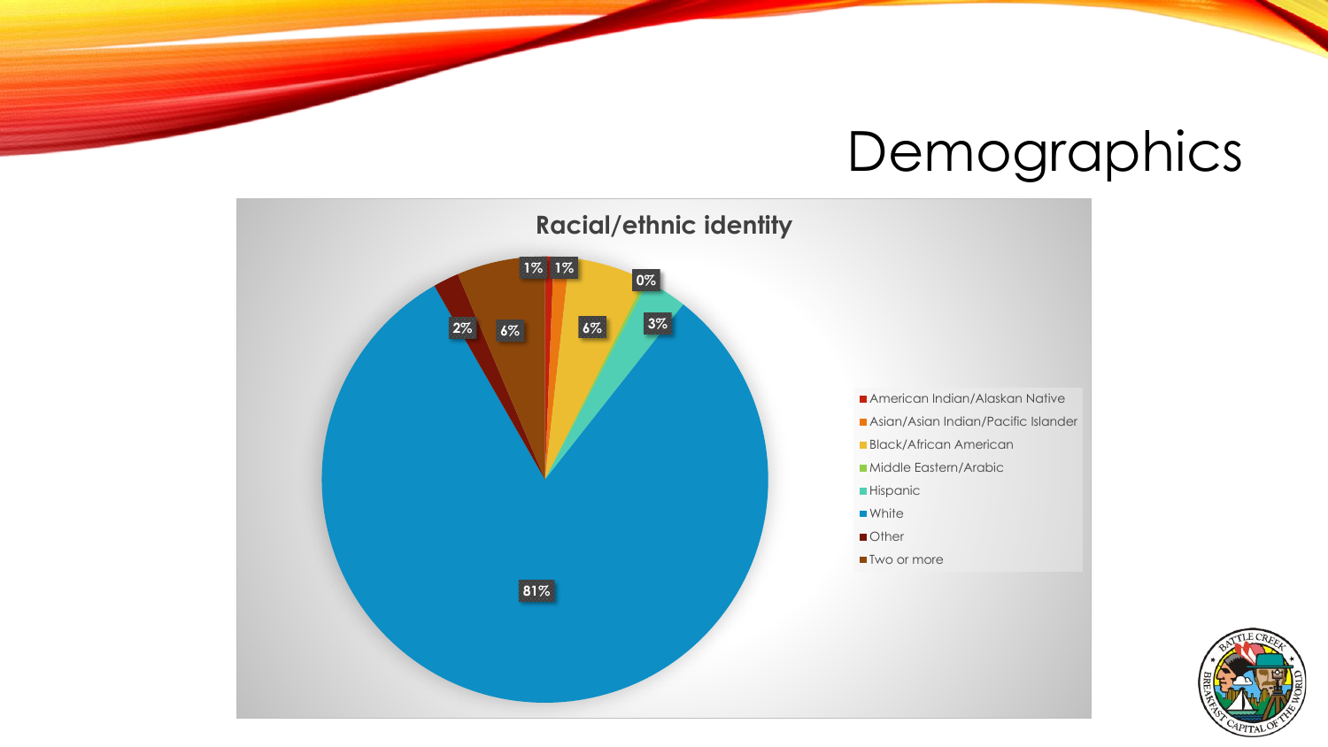# Demographics

**Racial/ethnic identity**

| Category | Percentage |
| --- | --- |
| American Indian/Alaskan Native | 1% |
| Asian/Asian Indian/Pacific Islander | 1% |
| Black/African American | 6% |
| Middle Eastern/Arabic | 0% |
| Hispanic | 3% |
| White | 81% |
| Other | 2% |
| Two or more | 6% |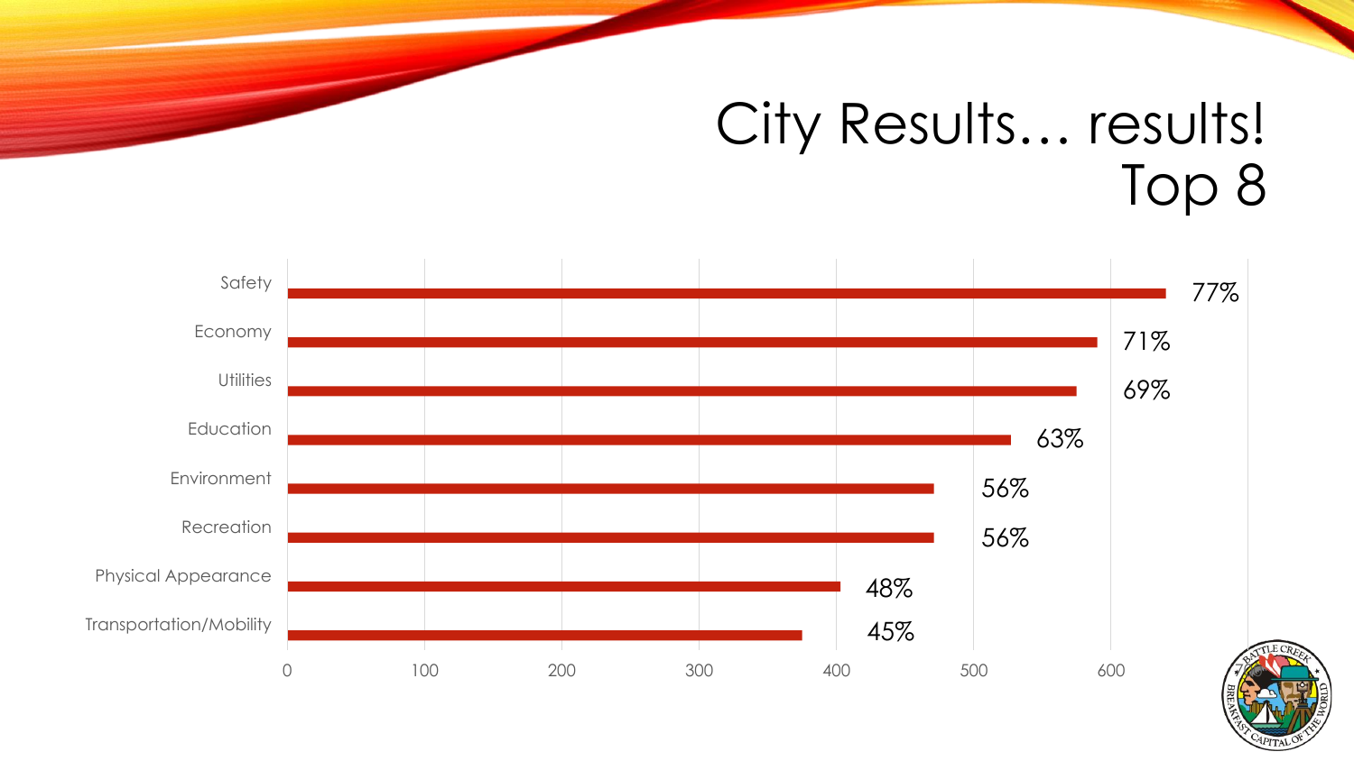# City Results… results! Top 8

| Category | Result |
| --- | --- |
| Safety | 77% |
| Economy | 71% |
| Utilities | 69% |
| Education | 63% |
| Environment | 56% |
| Recreation | 56% |
| Physical Appearance | 48% |
| Transportation/Mobility | 45% |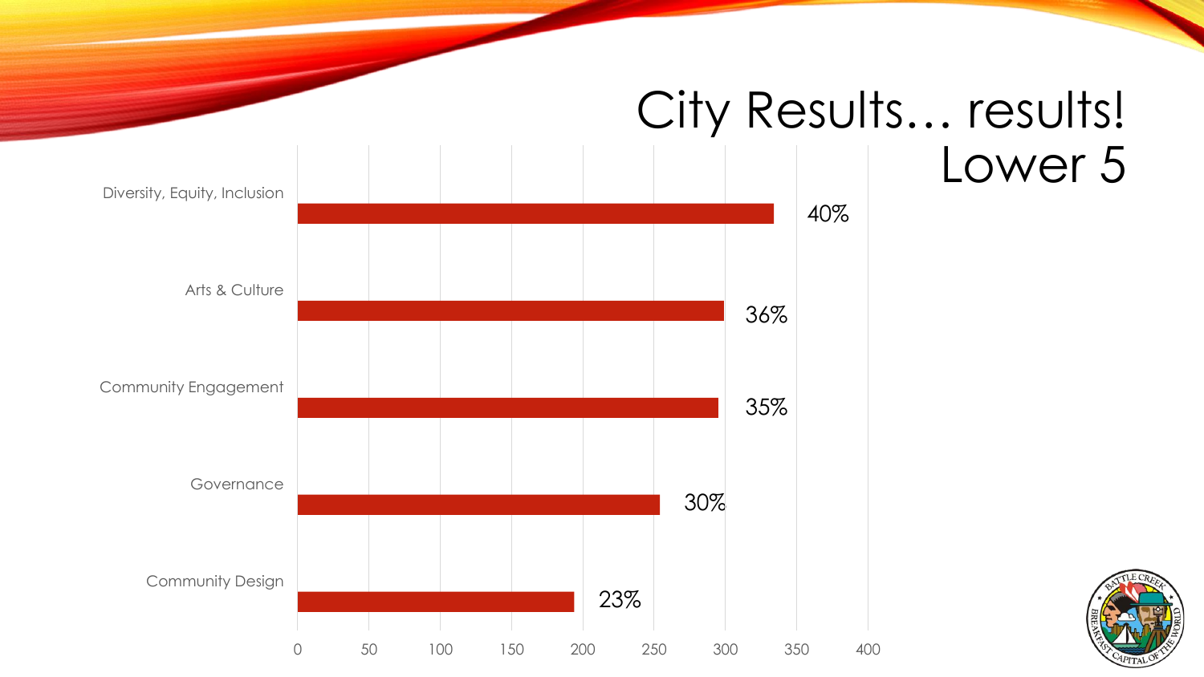# City Results… results!
## Lower 5

| Category | Result |
| --- | --- |
| Diversity, Equity, Inclusion | 40% |
| Arts & Culture | 36% |
| Community Engagement | 35% |
| Governance | 30% |
| Community Design | 23% |

0 50 100 150 200 250 300 350 400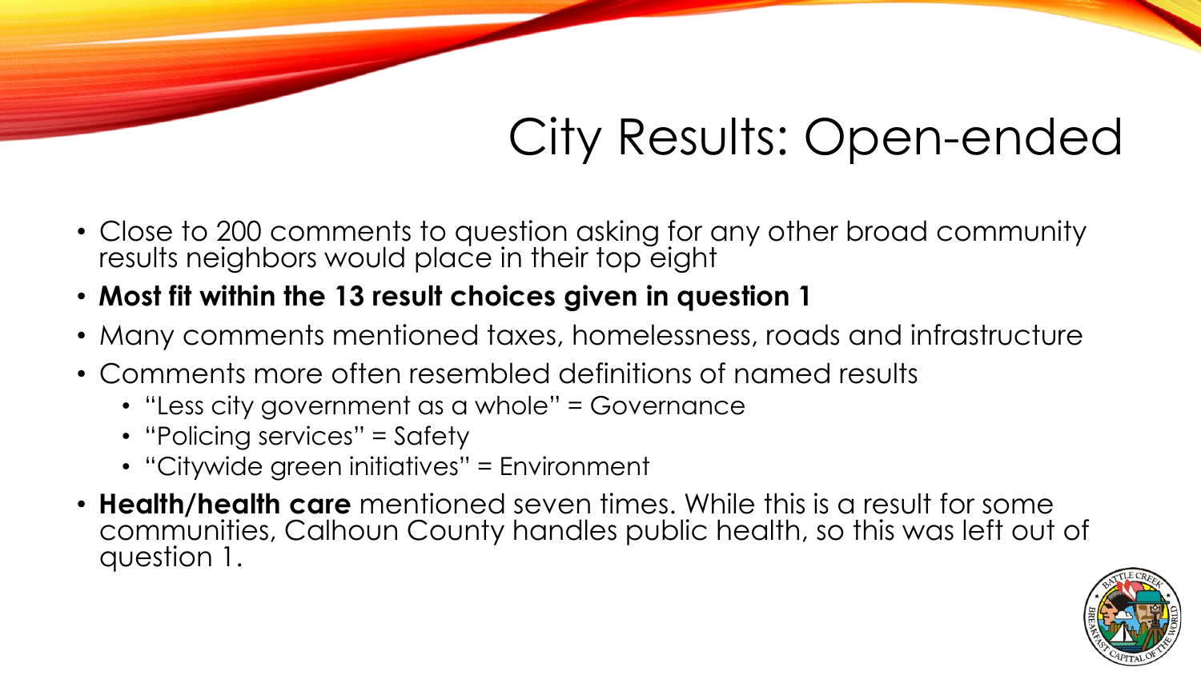# City Results: Open-ended

- Close to 200 comments to question asking for any other broad community results neighbors would place in their top eight
- **Most fit within the 13 result choices given in question 1**
- Many comments mentioned taxes, homelessness, roads and infrastructure
- Comments more often resembled definitions of named results
  - "Less city government as a whole" = Governance
  - "Policing services" = Safety
  - "Citywide green initiatives" = Environment
- **Health/health care** mentioned seven times. While this is a result for some communities, Calhoun County handles public health, so this was left out of question 1.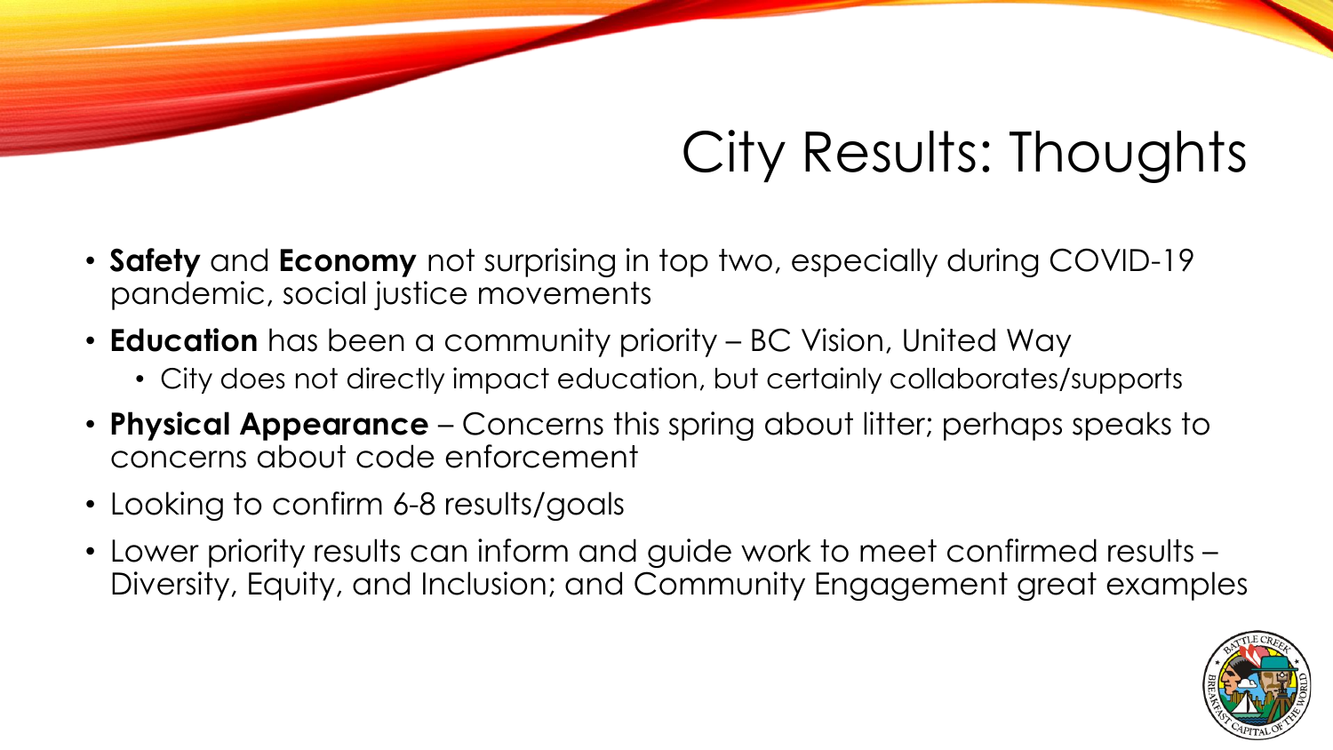# City Results: Thoughts

- **Safety** and **Economy** not surprising in top two, especially during COVID-19 pandemic, social justice movements
- **Education** has been a community priority – BC Vision, United Way
  - City does not directly impact education, but certainly collaborates/supports
- **Physical Appearance** – Concerns this spring about litter; perhaps speaks to concerns about code enforcement
- Looking to confirm 6-8 results/goals
- Lower priority results can inform and guide work to meet confirmed results – Diversity, Equity, and Inclusion; and Community Engagement great examples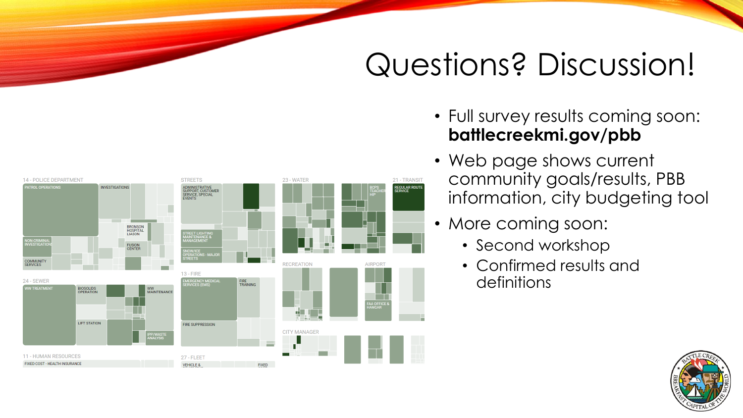# Questions? Discussion!

- Full survey results coming soon: **battlecreekmi.gov/pbb**
- Web page shows current community goals/results, PBB information, city budgeting tool
- More coming soon:
  - Second workshop
  - Confirmed results and definitions

14 - POLICE DEPARTMENT
PATROL OPERATIONS
INVESTIGATIONS
BRONSON HOSPITAL LIASON
FUSION CENTER
NON-CRIMINAL INVESTIGATIONS
COMMUNITY SERVICES

STREETS
ADMINISTRATIVE SUPPORT, CUSTOMER SERVICE, SPECIAL EVENTS
STREET LIGHTING MAINTENANCE & MANAGEMENT
SNOW/ICE OPERATIONS - MAJOR STREETS

23 - WATER
BCPS TEACHERSHIP

21 - TRANSIT
REGULAR ROUTE SERVICE

24 - SEWER
WW TREATMENT
BIOSOLIDS OPERATION
WW MAINTENANCE
LIFT STATION
IPP/WASTE ANALYSIS

13 - FIRE
EMERGENCY MEDICAL SERVICES (EMS)
FIRE TRAINING
FIRE SUPPRESSION

RECREATION

AIRPORT
FAA OFFICE & HANGAR

CITY MANAGER

11 - HUMAN RESOURCES
FIXED COST - HEALTH INSURANCE

27 - FLEET
VEHICLE &
FIXED